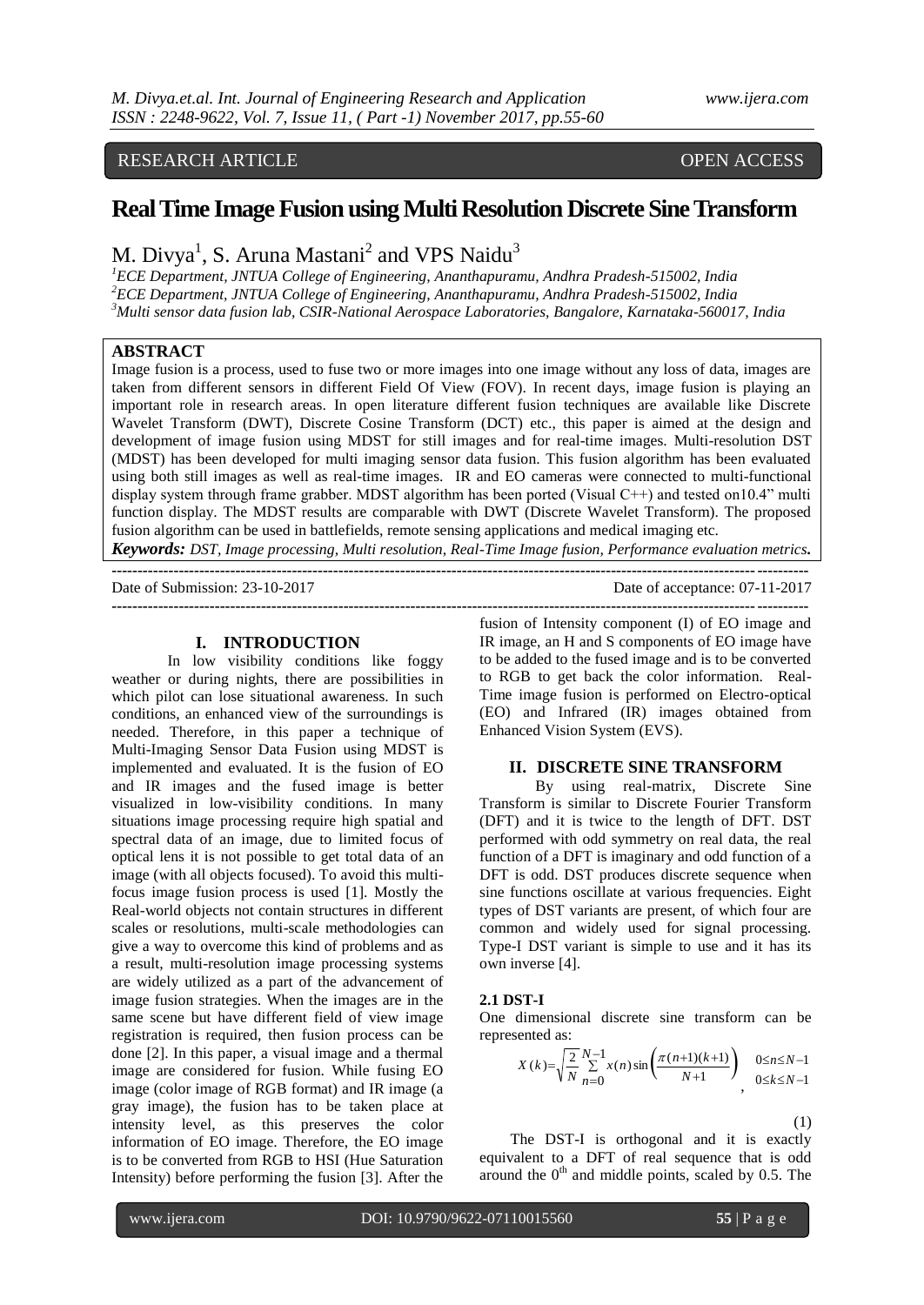RESEARCH ARTICLE OPEN ACCESS

# Real Time Image Fusion using Multi Resolution Discrete Sine Transform

M. Divya[1], S. Aruna Mastani[2] and VPS Naidu[3]

[1]ECE Department, JNTUA College of Engineering, Ananthapuramu, Andhra Pradesh-515002, India
[2]ECE Department, JNTUA College of Engineering, Ananthapuramu, Andhra Pradesh-515002, India
[3]Multi sensor data fusion lab, CSIR-National Aerospace Laboratories, Bangalore, Karnataka-560017, India

## ABSTRACT

Image fusion is a process, used to fuse two or more images into one image without any loss of data, images are taken from different sensors in different Field Of View (FOV). In recent days, image fusion is playing an important role in research areas. In open literature different fusion techniques are available like Discrete Wavelet Transform (DWT), Discrete Cosine Transform (DCT) etc., this paper is aimed at the design and development of image fusion using MDST for still images and for real-time images. Multi-resolution DST (MDST) has been developed for multi imaging sensor data fusion. This fusion algorithm has been evaluated using both still images as well as real-time images. IR and EO cameras were connected to multi-functional display system through frame grabber. MDST algorithm has been ported (Visual C++) and tested on10.4" multi function display. The MDST results are comparable with DWT (Discrete Wavelet Transform). The proposed fusion algorithm can be used in battlefields, remote sensing applications and medical imaging etc.

***Keywords:*** *DST, Image processing, Multi resolution, Real-Time Image fusion, Performance evaluation metrics.*

Date of Submission: 23-10-2017 Date of acceptance: 07-11-2017

## I. INTRODUCTION

In low visibility conditions like foggy weather or during nights, there are possibilities in which pilot can lose situational awareness. In such conditions, an enhanced view of the surroundings is needed. Therefore, in this paper a technique of Multi-Imaging Sensor Data Fusion using MDST is implemented and evaluated. It is the fusion of EO and IR images and the fused image is better visualized in low-visibility conditions. In many situations image processing require high spatial and spectral data of an image, due to limited focus of optical lens it is not possible to get total data of an image (with all objects focused). To avoid this multi-focus image fusion process is used [1]. Mostly the Real-world objects not contain structures in different scales or resolutions, multi-scale methodologies can give a way to overcome this kind of problems and as a result, multi-resolution image processing systems are widely utilized as a part of the advancement of image fusion strategies. When the images are in the same scene but have different field of view image registration is required, then fusion process can be done [2]. In this paper, a visual image and a thermal image are considered for fusion. While fusing EO image (color image of RGB format) and IR image (a gray image), the fusion has to be taken place at intensity level, as this preserves the color information of EO image. Therefore, the EO image is to be converted from RGB to HSI (Hue Saturation Intensity) before performing the fusion [3]. After the fusion of Intensity component (I) of EO image and IR image, an H and S components of EO image have to be added to the fused image and is to be converted to RGB to get back the color information. Real-Time image fusion is performed on Electro-optical (EO) and Infrared (IR) images obtained from Enhanced Vision System (EVS).

## II. DISCRETE SINE TRANSFORM

By using real-matrix, Discrete Sine Transform is similar to Discrete Fourier Transform (DFT) and it is twice to the length of DFT. DST performed with odd symmetry on real data, the real function of a DFT is imaginary and odd function of a DFT is odd. DST produces discrete sequence when sine functions oscillate at various frequencies. Eight types of DST variants are present, of which four are common and widely used for signal processing. Type-I DST variant is simple to use and it has its own inverse [4].

### 2.1 DST-I

One dimensional discrete sine transform can be represented as:

$$X(k)=\sqrt{\frac{2}{N}}\sum_{n=0}^{N-1}x(n)\sin\left(\frac{\pi(n+1)(k+1)}{N+1}\right), \quad \begin{matrix} 0\le n\le N-1 \\ 0\le k\le N-1 \end{matrix} \tag{1}$$

The DST-I is orthogonal and it is exactly equivalent to a DFT of real sequence that is odd around the $0^{th}$ and middle points, scaled by 0.5. The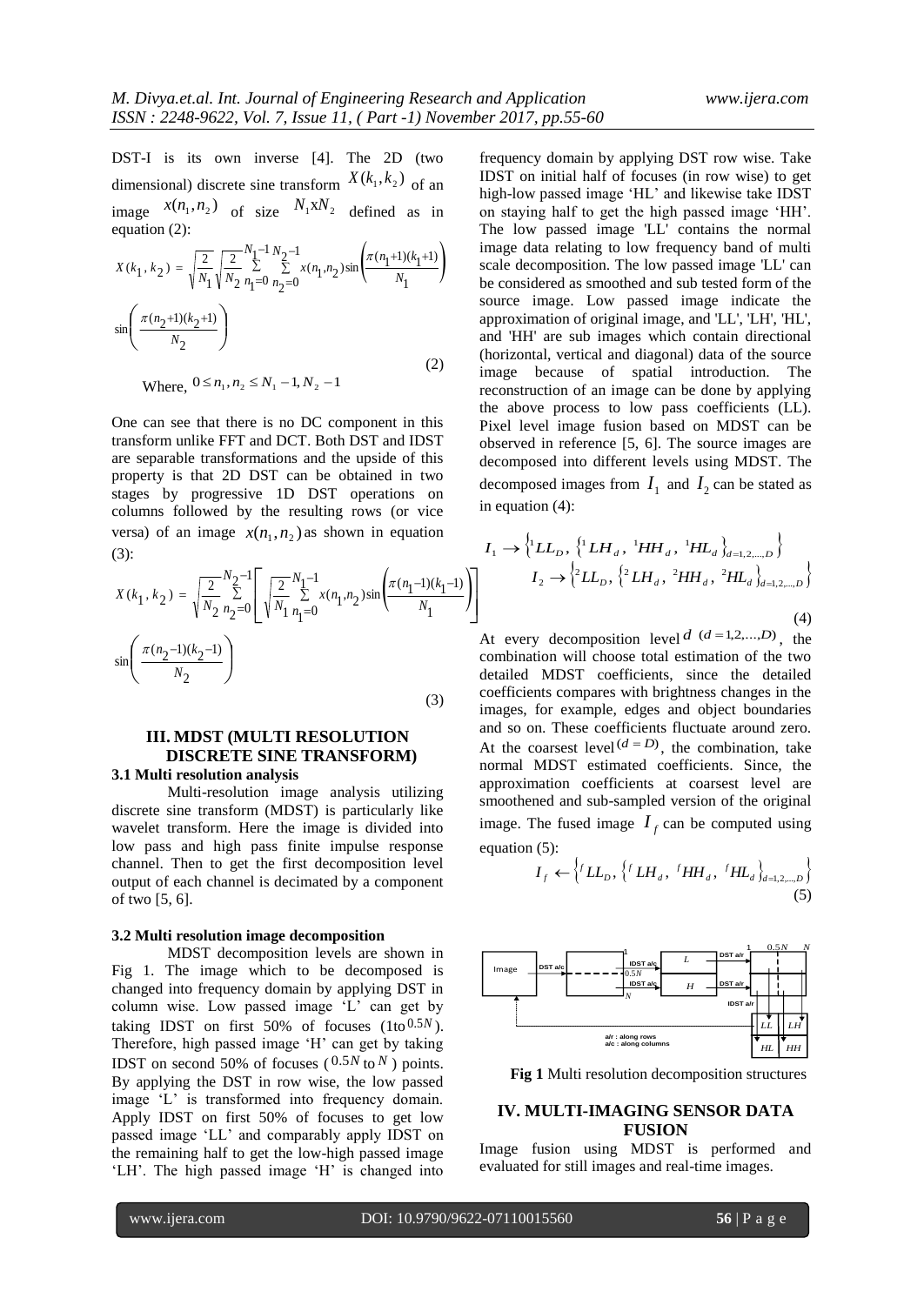DST-I is its own inverse [4]. The 2D (two dimensional) discrete sine transform $X(k_1, k_2)$ of an image $x(n_1, n_2)$ of size $N_1 \mathrm{x} N_2$ defined as in equation (2):

$$X(k_1, k_2) = \sqrt{\frac{2}{N_1}}\sqrt{\frac{2}{N_2}}\sum_{n_1=0}^{N_1-1}\sum_{n_2=0}^{N_2-1} x(n_1, n_2)\sin\left(\frac{\pi(n_1+1)(k_1+1)}{N_1}\right)$$

$$\sin\left(\frac{\pi(n_2+1)(k_2+1)}{N_2}\right) \tag{2}$$

Where, $0 \le n_1, n_2 \le N_1 - 1, N_2 - 1$

One can see that there is no DC component in this transform unlike FFT and DCT. Both DST and IDST are separable transformations and the upside of this property is that 2D DST can be obtained in two stages by progressive 1D DST operations on columns followed by the resulting rows (or vice versa) of an image $x(n_1, n_2)$ as shown in equation (3):

$$X(k_1, k_2) = \sqrt{\frac{2}{N_2}}\sum_{n_2=0}^{N_2-1}\left[\sqrt{\frac{2}{N_1}}\sum_{n_1=0}^{N_1-1} x(n_1, n_2)\sin\left(\frac{\pi(n_1-1)(k_1-1)}{N_1}\right)\right]$$

$$\sin\left(\frac{\pi(n_2-1)(k_2-1)}{N_2}\right) \tag{3}$$

## III. MDST (MULTI RESOLUTION DISCRETE SINE TRANSFORM)

### 3.1 Multi resolution analysis

Multi-resolution image analysis utilizing discrete sine transform (MDST) is particularly like wavelet transform. Here the image is divided into low pass and high pass finite impulse response channel. Then to get the first decomposition level output of each channel is decimated by a component of two [5, 6].

### 3.2 Multi resolution image decomposition

MDST decomposition levels are shown in Fig 1. The image which to be decomposed is changed into frequency domain by applying DST in column wise. Low passed image 'L' can get by taking IDST on first 50% of focuses (1to $0.5N$). Therefore, high passed image 'H' can get by taking IDST on second 50% of focuses ($0.5N$ to $N$) points. By applying the DST in row wise, the low passed image 'L' is transformed into frequency domain. Apply IDST on first 50% of focuses to get low passed image 'LL' and comparably apply IDST on the remaining half to get the low-high passed image 'LH'. The high passed image 'H' is changed into frequency domain by applying DST row wise. Take IDST on initial half of focuses (in row wise) to get high-low passed image 'HL' and likewise take IDST on staying half to get the high passed image 'HH'. The low passed image 'LL' contains the normal image data relating to low frequency band of multi scale decomposition. The low passed image 'LL' can be considered as smoothed and sub tested form of the source image. Low passed image indicate the approximation of original image, and 'LL', 'LH', 'HL', and 'HH' are sub images which contain directional (horizontal, vertical and diagonal) data of the source image because of spatial introduction. The reconstruction of an image can be done by applying the above process to low pass coefficients (LL). Pixel level image fusion based on MDST can be observed in reference [5, 6]. The source images are decomposed into different levels using MDST. The decomposed images from $I_1$ and $I_2$ can be stated as in equation (4):

$$I_1 \rightarrow \left\{{}^{1}LL_D, \left\{{}^{1}LH_d,\ {}^{1}HH_d,\ {}^{1}HL_d\right\}_{d=1,2,\ldots,D}\right\}$$
$$I_2 \rightarrow \left\{{}^{2}LL_D, \left\{{}^{2}LH_d,\ {}^{2}HH_d,\ {}^{2}HL_d\right\}_{d=1,2,\ldots,D}\right\} \tag{4}$$

At every decomposition level $d$ $(d = 1,2,\ldots,D)$, the combination will choose total estimation of the two detailed MDST coefficients, since the detailed coefficients compares with brightness changes in the images, for example, edges and object boundaries and so on. These coefficients fluctuate around zero. At the coarsest level $(d = D)$, the combination, take normal MDST estimated coefficients. Since, the approximation coefficients at coarsest level are smoothened and sub-sampled version of the original image. The fused image $I_f$ can be computed using equation (5):

$$I_f \leftarrow \left\{{}^{f}LL_D, \left\{{}^{f}LH_d,\ {}^{f}HH_d,\ {}^{f}HL_d\right\}_{d=1,2,\ldots,D}\right\} \tag{5}$$

**Fig 1** Multi resolution decomposition structures

## IV. MULTI-IMAGING SENSOR DATA FUSION

Image fusion using MDST is performed and evaluated for still images and real-time images.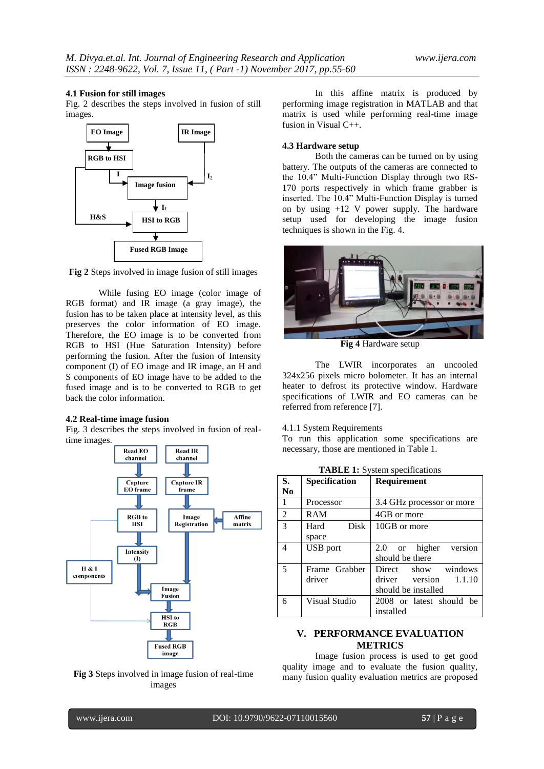### 4.1 Fusion for still images

Fig. 2 describes the steps involved in fusion of still images.

**Fig 2** Steps involved in image fusion of still images

While fusing EO image (color image of RGB format) and IR image (a gray image), the fusion has to be taken place at intensity level, as this preserves the color information of EO image. Therefore, the EO image is to be converted from RGB to HSI (Hue Saturation Intensity) before performing the fusion. After the fusion of Intensity component (I) of EO image and IR image, an H and S components of EO image have to be added to the fused image and is to be converted to RGB to get back the color information.

### 4.2 Real-time image fusion

Fig. 3 describes the steps involved in fusion of real-time images.

**Fig 3** Steps involved in image fusion of real-time images

In this affine matrix is produced by performing image registration in MATLAB and that matrix is used while performing real-time image fusion in Visual C++.

### 4.3 Hardware setup

Both the cameras can be turned on by using battery. The outputs of the cameras are connected to the 10.4" Multi-Function Display through two RS-170 ports respectively in which frame grabber is inserted. The 10.4" Multi-Function Display is turned on by using +12 V power supply. The hardware setup used for developing the image fusion techniques is shown in the Fig. 4.

**Fig 4** Hardware setup

The LWIR incorporates an uncooled 324x256 pixels micro bolometer. It has an internal heater to defrost its protective window. Hardware specifications of LWIR and EO cameras can be referred from reference [7].

4.1.1 System Requirements

To run this application some specifications are necessary, those are mentioned in Table 1.

**TABLE 1:** System specifications

| S. No | Specification | Requirement |
|---|---|---|
| 1 | Processor | 3.4 GHz processor or more |
| 2 | RAM | 4GB or more |
| 3 | Hard Disk space | 10GB or more |
| 4 | USB port | 2.0 or higher version should be there |
| 5 | Frame Grabber driver | Direct show windows driver version 1.1.10 should be installed |
| 6 | Visual Studio | 2008 or latest should be installed |

## V. PERFORMANCE EVALUATION METRICS

Image fusion process is used to get good quality image and to evaluate the fusion quality, many fusion quality evaluation metrics are proposed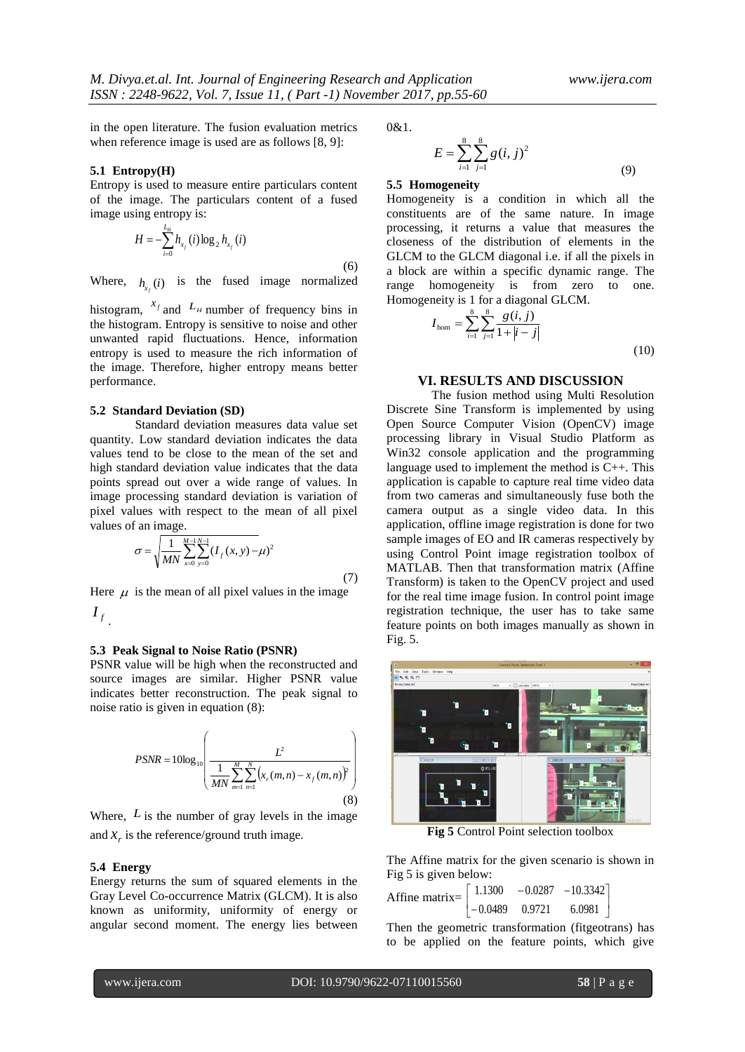in the open literature. The fusion evaluation metrics when reference image is used are as follows [8, 9]:

### 5.1 Entropy(H)

Entropy is used to measure entire particulars content of the image. The particulars content of a fused image using entropy is:

$$H = -\sum_{i=0}^{L_H} h_{x_f}(i)\log_2 h_{x_f}(i) \tag{6}$$

Where, $h_{x_f}(i)$ is the fused image normalized histogram, $x_f$ and $L_H$ number of frequency bins in the histogram. Entropy is sensitive to noise and other unwanted rapid fluctuations. Hence, information entropy is used to measure the rich information of the image. Therefore, higher entropy means better performance.

### 5.2 Standard Deviation (SD)

Standard deviation measures data value set quantity. Low standard deviation indicates the data values tend to be close to the mean of the set and high standard deviation value indicates that the data points spread out over a wide range of values. In image processing standard deviation is variation of pixel values with respect to the mean of all pixel values of an image.

$$\sigma = \sqrt{\frac{1}{MN}\sum_{x=0}^{M-1}\sum_{y=0}^{N-1}(I_f(x,y)-\mu)^2} \tag{7}$$

Here $\mu$ is the mean of all pixel values in the image $I_f$.

### 5.3 Peak Signal to Noise Ratio (PSNR)

PSNR value will be high when the reconstructed and source images are similar. Higher PSNR value indicates better reconstruction. The peak signal to noise ratio is given in equation (8):

$$PSNR = 10\log_{10}\left(\frac{L^2}{\frac{1}{MN}\sum_{m=1}^{M}\sum_{n=1}^{N}\left(x_r(m,n)-x_f(m,n)\right)^2}\right) \tag{8}$$

Where, $L$ is the number of gray levels in the image and $x_r$ is the reference/ground truth image.

### 5.4 Energy

Energy returns the sum of squared elements in the Gray Level Co-occurrence Matrix (GLCM). It is also known as uniformity, uniformity of energy or angular second moment. The energy lies between 0&1.

$$E = \sum_{i=1}^{8}\sum_{j=1}^{8} g(i,j)^2 \tag{9}$$

### 5.5 Homogeneity

Homogeneity is a condition in which all the constituents are of the same nature. In image processing, it returns a value that measures the closeness of the distribution of elements in the GLCM to the GLCM diagonal i.e. if all the pixels in a block are within a specific dynamic range. The range homogeneity is from zero to one. Homogeneity is 1 for a diagonal GLCM.

$$I_{\text{hom}} = \sum_{i=1}^{8}\sum_{j=1}^{8}\frac{g(i,j)}{1+|i-j|} \tag{10}$$

## VI. RESULTS AND DISCUSSION

The fusion method using Multi Resolution Discrete Sine Transform is implemented by using Open Source Computer Vision (OpenCV) image processing library in Visual Studio Platform as Win32 console application and the programming language used to implement the method is C++. This application is capable to capture real time video data from two cameras and simultaneously fuse both the camera output as a single video data. In this application, offline image registration is done for two sample images of EO and IR cameras respectively by using Control Point image registration toolbox of MATLAB. Then that transformation matrix (Affine Transform) is taken to the OpenCV project and used for the real time image fusion. In control point image registration technique, the user has to take same feature points on both images manually as shown in Fig. 5.

**Fig 5** Control Point selection toolbox

The Affine matrix for the given scenario is shown in Fig 5 is given below:

$$\text{Affine matrix} = \begin{bmatrix} 1.1300 & -0.0287 & -10.3342 \\ -0.0489 & 0.9721 & 6.0981 \end{bmatrix}$$

Then the geometric transformation (fitgeotrans) has to be applied on the feature points, which give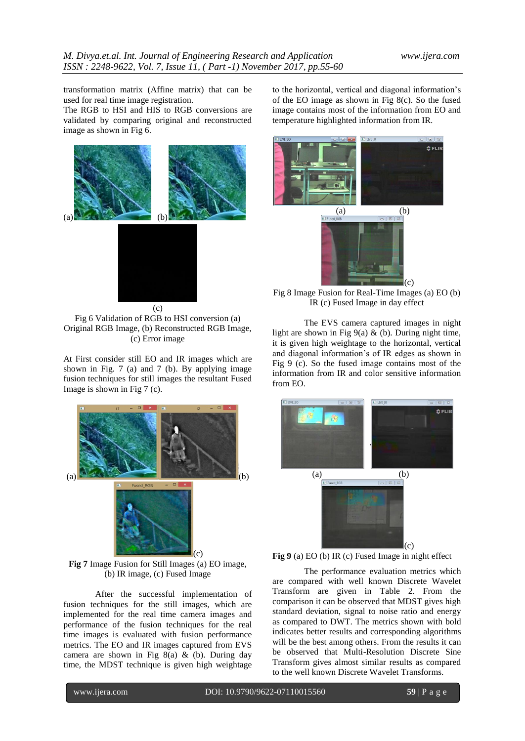transformation matrix (Affine matrix) that can be used for real time image registration.

The RGB to HSI and HIS to RGB conversions are validated by comparing original and reconstructed image as shown in Fig 6.

(a) (b)

(c)

Fig 6 Validation of RGB to HSI conversion (a) Original RGB Image, (b) Reconstructed RGB Image, (c) Error image

At First consider still EO and IR images which are shown in Fig. 7 (a) and 7 (b). By applying image fusion techniques for still images the resultant Fused Image is shown in Fig 7 (c).

(a) (b)

(c)

**Fig 7** Image Fusion for Still Images (a) EO image, (b) IR image, (c) Fused Image

After the successful implementation of fusion techniques for the still images, which are implemented for the real time camera images and performance of the fusion techniques for the real time images is evaluated with fusion performance metrics. The EO and IR images captured from EVS camera are shown in Fig 8(a) & (b). During day time, the MDST technique is given high weightage to the horizontal, vertical and diagonal information's of the EO image as shown in Fig 8(c). So the fused image contains most of the information from EO and temperature highlighted information from IR.

(a) (b)

(c)

Fig 8 Image Fusion for Real-Time Images (a) EO (b) IR (c) Fused Image in day effect

The EVS camera captured images in night light are shown in Fig 9(a) & (b). During night time, it is given high weightage to the horizontal, vertical and diagonal information's of IR edges as shown in Fig 9 (c). So the fused image contains most of the information from IR and color sensitive information from EO.

(a) (b)

(c)

**Fig 9** (a) EO (b) IR (c) Fused Image in night effect

The performance evaluation metrics which are compared with well known Discrete Wavelet Transform are given in Table 2. From the comparison it can be observed that MDST gives high standard deviation, signal to noise ratio and energy as compared to DWT. The metrics shown with bold indicates better results and corresponding algorithms will be the best among others. From the results it can be observed that Multi-Resolution Discrete Sine Transform gives almost similar results as compared to the well known Discrete Wavelet Transforms.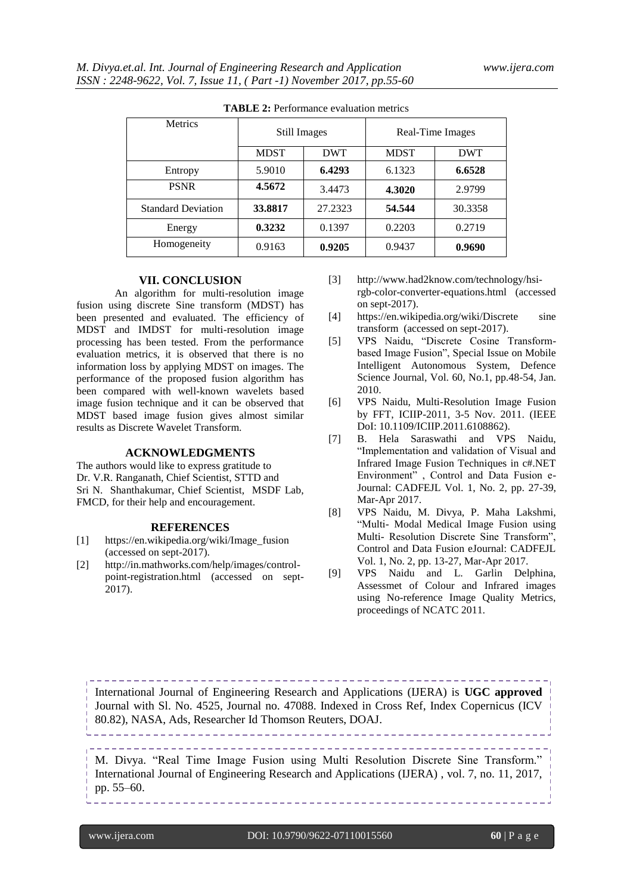**TABLE 2:** Performance evaluation metrics

| Metrics | Still Images | | Real-Time Images | |
|---|---|---|---|---|
| | MDST | DWT | MDST | DWT |
| Entropy | 5.9010 | **6.4293** | 6.1323 | **6.6528** |
| PSNR | **4.5672** | 3.4473 | **4.3020** | 2.9799 |
| Standard Deviation | **33.8817** | 27.2323 | **54.544** | 30.3358 |
| Energy | **0.3232** | 0.1397 | 0.2203 | 0.2719 |
| Homogeneity | 0.9163 | **0.9205** | 0.9437 | **0.9690** |

## VII. CONCLUSION

An algorithm for multi-resolution image fusion using discrete Sine transform (MDST) has been presented and evaluated. The efficiency of MDST and IMDST for multi-resolution image processing has been tested. From the performance evaluation metrics, it is observed that there is no information loss by applying MDST on images. The performance of the proposed fusion algorithm has been compared with well-known wavelets based image fusion technique and it can be observed that MDST based image fusion gives almost similar results as Discrete Wavelet Transform.

## ACKNOWLEDGMENTS

The authors would like to express gratitude to Dr. V.R. Ranganath, Chief Scientist, STTD and Sri N. Shanthakumar, Chief Scientist, MSDF Lab, FMCD, for their help and encouragement.

## REFERENCES

[1] https://en.wikipedia.org/wiki/Image_fusion (accessed on sept-2017).

[2] http://in.mathworks.com/help/images/control-point-registration.html (accessed on sept-2017).

[3] http://www.had2know.com/technology/hsi-rgb-color-converter-equations.html (accessed on sept-2017).

[4] https://en.wikipedia.org/wiki/Discrete sine transform (accessed on sept-2017).

[5] VPS Naidu, "Discrete Cosine Transform-based Image Fusion", Special Issue on Mobile Intelligent Autonomous System, Defence Science Journal, Vol. 60, No.1, pp.48-54, Jan. 2010.

[6] VPS Naidu, Multi-Resolution Image Fusion by FFT, ICIIP-2011, 3-5 Nov. 2011. (IEEE DoI: 10.1109/ICIIP.2011.6108862).

[7] B. Hela Saraswathi and VPS Naidu, "Implementation and validation of Visual and Infrared Image Fusion Techniques in c#.NET Environment" , Control and Data Fusion e-Journal: CADFEJL Vol. 1, No. 2, pp. 27-39, Mar-Apr 2017.

[8] VPS Naidu, M. Divya, P. Maha Lakshmi, "Multi- Modal Medical Image Fusion using Multi- Resolution Discrete Sine Transform", Control and Data Fusion eJournal: CADFEJL Vol. 1, No. 2, pp. 13-27, Mar-Apr 2017.

[9] VPS Naidu and L. Garlin Delphina, Assessmet of Colour and Infrared images using No-reference Image Quality Metrics, proceedings of NCATC 2011.

International Journal of Engineering Research and Applications (IJERA) is **UGC approved** Journal with Sl. No. 4525, Journal no. 47088. Indexed in Cross Ref, Index Copernicus (ICV 80.82), NASA, Ads, Researcher Id Thomson Reuters, DOAJ.

M. Divya. "Real Time Image Fusion using Multi Resolution Discrete Sine Transform." International Journal of Engineering Research and Applications (IJERA) , vol. 7, no. 11, 2017, pp. 55–60.